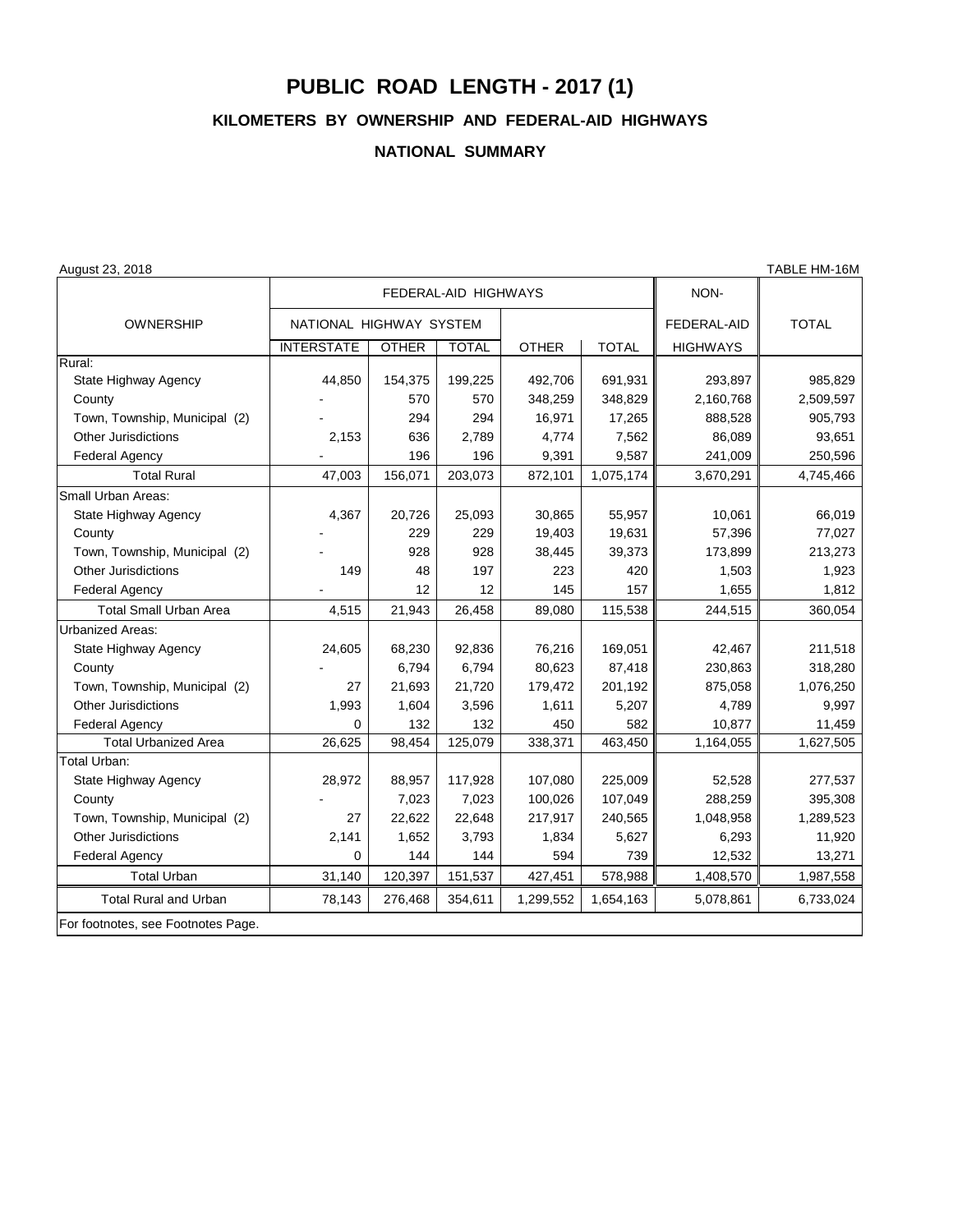# PUBLIC ROAD LENGTH - 2017 (1)

## KILOMETERS BY OWNERSHIP AND FEDERAL-AID HIGHWAYS

### NATIONAL SUMMARY

August 23, 2018 TABLE HM-16M

| OWNERSHIP | FEDERAL-AID HIGHWAYS | | | | | NON-FEDERAL-AID | TOTAL |
|---|---|---|---|---|---|---|---|
| | NATIONAL HIGHWAY SYSTEM | | | | | | |
| | INTERSTATE | OTHER | TOTAL | OTHER | TOTAL | HIGHWAYS | |
| Rural: | | | | | | | |
| State Highway Agency | 44,850 | 154,375 | 199,225 | 492,706 | 691,931 | 293,897 | 985,829 |
| County | - | 570 | 570 | 348,259 | 348,829 | 2,160,768 | 2,509,597 |
| Town, Township, Municipal (2) | - | 294 | 294 | 16,971 | 17,265 | 888,528 | 905,793 |
| Other Jurisdictions | 2,153 | 636 | 2,789 | 4,774 | 7,562 | 86,089 | 93,651 |
| Federal Agency | - | 196 | 196 | 9,391 | 9,587 | 241,009 | 250,596 |
| Total Rural | 47,003 | 156,071 | 203,073 | 872,101 | 1,075,174 | 3,670,291 | 4,745,466 |
| Small Urban Areas: | | | | | | | |
| State Highway Agency | 4,367 | 20,726 | 25,093 | 30,865 | 55,957 | 10,061 | 66,019 |
| County | - | 229 | 229 | 19,403 | 19,631 | 57,396 | 77,027 |
| Town, Township, Municipal (2) | - | 928 | 928 | 38,445 | 39,373 | 173,899 | 213,273 |
| Other Jurisdictions | 149 | 48 | 197 | 223 | 420 | 1,503 | 1,923 |
| Federal Agency | - | 12 | 12 | 145 | 157 | 1,655 | 1,812 |
| Total Small Urban Area | 4,515 | 21,943 | 26,458 | 89,080 | 115,538 | 244,515 | 360,054 |
| Urbanized Areas: | | | | | | | |
| State Highway Agency | 24,605 | 68,230 | 92,836 | 76,216 | 169,051 | 42,467 | 211,518 |
| County | - | 6,794 | 6,794 | 80,623 | 87,418 | 230,863 | 318,280 |
| Town, Township, Municipal (2) | 27 | 21,693 | 21,720 | 179,472 | 201,192 | 875,058 | 1,076,250 |
| Other Jurisdictions | 1,993 | 1,604 | 3,596 | 1,611 | 5,207 | 4,789 | 9,997 |
| Federal Agency | 0 | 132 | 132 | 450 | 582 | 10,877 | 11,459 |
| Total Urbanized Area | 26,625 | 98,454 | 125,079 | 338,371 | 463,450 | 1,164,055 | 1,627,505 |
| Total Urban: | | | | | | | |
| State Highway Agency | 28,972 | 88,957 | 117,928 | 107,080 | 225,009 | 52,528 | 277,537 |
| County | - | 7,023 | 7,023 | 100,026 | 107,049 | 288,259 | 395,308 |
| Town, Township, Municipal (2) | 27 | 22,622 | 22,648 | 217,917 | 240,565 | 1,048,958 | 1,289,523 |
| Other Jurisdictions | 2,141 | 1,652 | 3,793 | 1,834 | 5,627 | 6,293 | 11,920 |
| Federal Agency | 0 | 144 | 144 | 594 | 739 | 12,532 | 13,271 |
| Total Urban | 31,140 | 120,397 | 151,537 | 427,451 | 578,988 | 1,408,570 | 1,987,558 |
| Total Rural and Urban | 78,143 | 276,468 | 354,611 | 1,299,552 | 1,654,163 | 5,078,861 | 6,733,024 |

For footnotes, see Footnotes Page.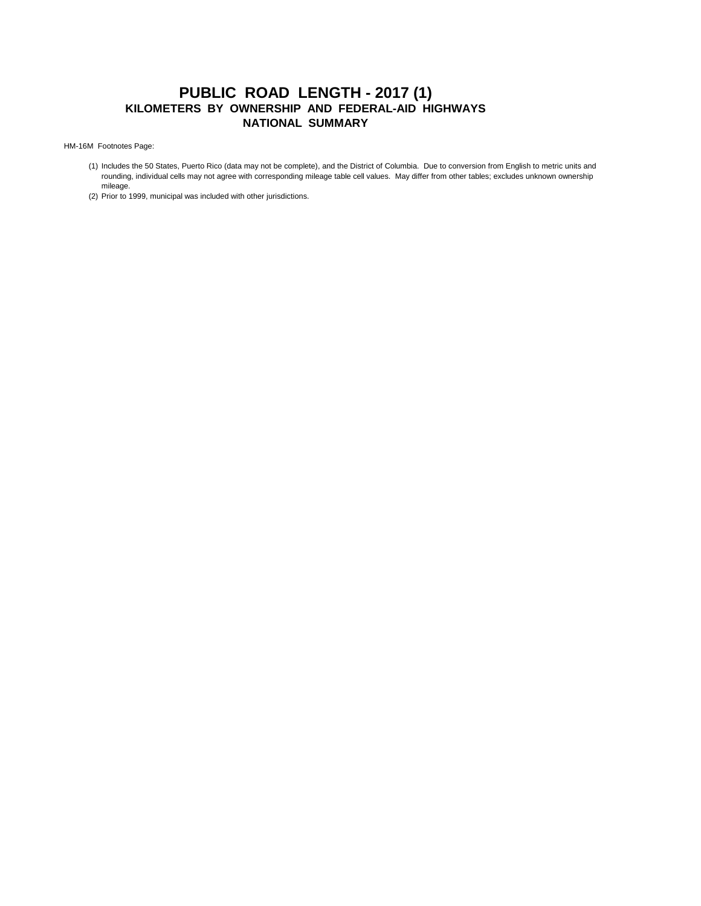# PUBLIC ROAD LENGTH - 2017 (1)

## KILOMETERS BY OWNERSHIP AND FEDERAL-AID HIGHWAYS

## NATIONAL SUMMARY

HM-16M Footnotes Page:

(1) Includes the 50 States, Puerto Rico (data may not be complete), and the District of Columbia. Due to conversion from English to metric units and rounding, individual cells may not agree with corresponding mileage table cell values. May differ from other tables; excludes unknown ownership mileage.

(2) Prior to 1999, municipal was included with other jurisdictions.